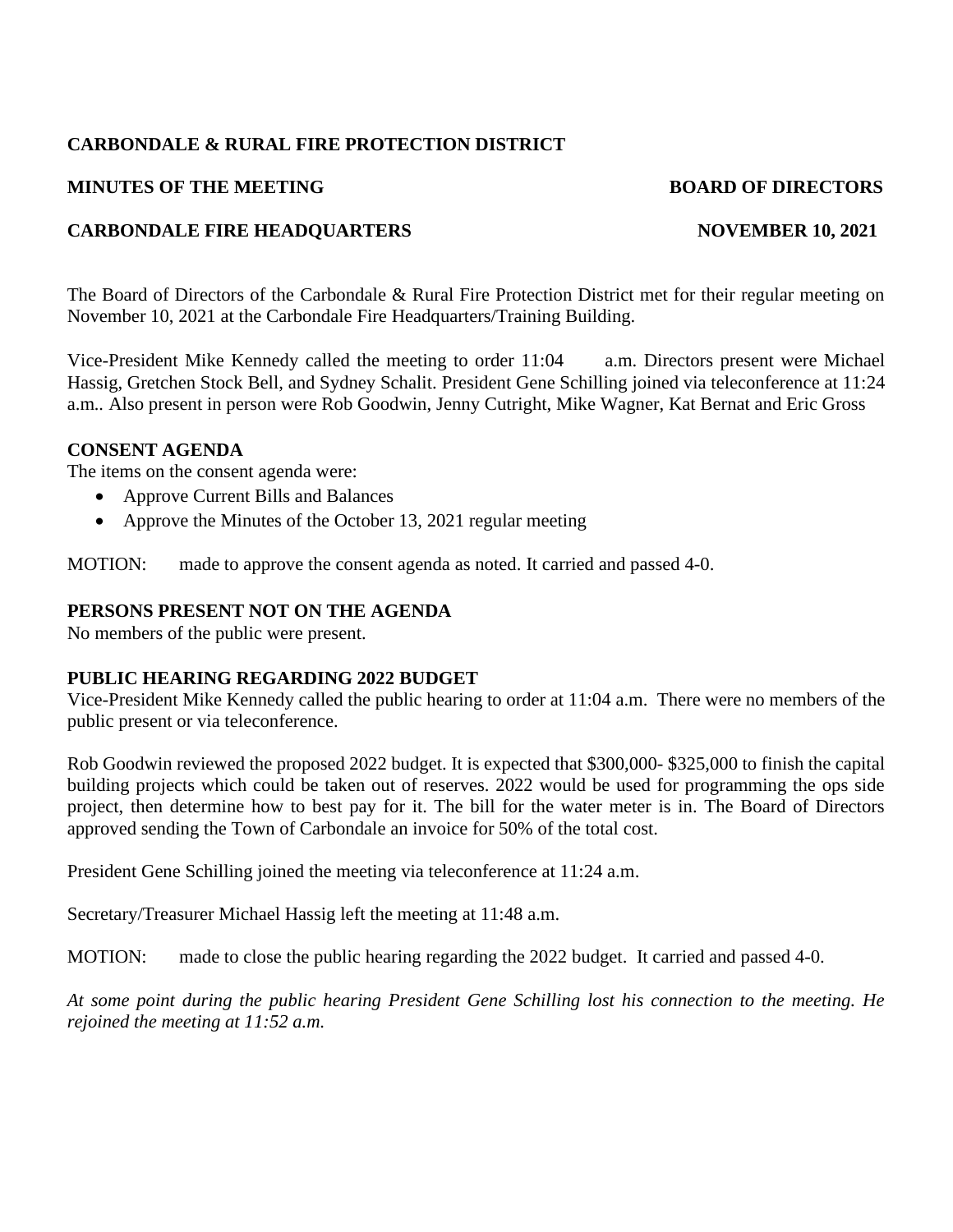**CARBONDALE & RURAL FIRE PROTECTION DISTRICT**

**MINUTES OF THE MEETING** **BOARD OF DIRECTORS**

**CARBONDALE FIRE HEADQUARTERS** **NOVEMBER 10, 2021**

The Board of Directors of the Carbondale & Rural Fire Protection District met for their regular meeting on November 10, 2021 at the Carbondale Fire Headquarters/Training Building.

Vice-President Mike Kennedy called the meeting to order 11:04 a.m. Directors present were Michael Hassig, Gretchen Stock Bell, and Sydney Schalit. President Gene Schilling joined via teleconference at 11:24 a.m.. Also present in person were Rob Goodwin, Jenny Cutright, Mike Wagner, Kat Bernat and Eric Gross

**CONSENT AGENDA**

The items on the consent agenda were:

- Approve Current Bills and Balances
- Approve the Minutes of the October 13, 2021 regular meeting

MOTION: made to approve the consent agenda as noted. It carried and passed 4-0.

**PERSONS PRESENT NOT ON THE AGENDA**

No members of the public were present.

**PUBLIC HEARING REGARDING 2022 BUDGET**

Vice-President Mike Kennedy called the public hearing to order at 11:04 a.m. There were no members of the public present or via teleconference.

Rob Goodwin reviewed the proposed 2022 budget. It is expected that $300,000- $325,000 to finish the capital building projects which could be taken out of reserves. 2022 would be used for programming the ops side project, then determine how to best pay for it. The bill for the water meter is in. The Board of Directors approved sending the Town of Carbondale an invoice for 50% of the total cost.

President Gene Schilling joined the meeting via teleconference at 11:24 a.m.

Secretary/Treasurer Michael Hassig left the meeting at 11:48 a.m.

MOTION: made to close the public hearing regarding the 2022 budget. It carried and passed 4-0.

*At some point during the public hearing President Gene Schilling lost his connection to the meeting. He rejoined the meeting at 11:52 a.m.*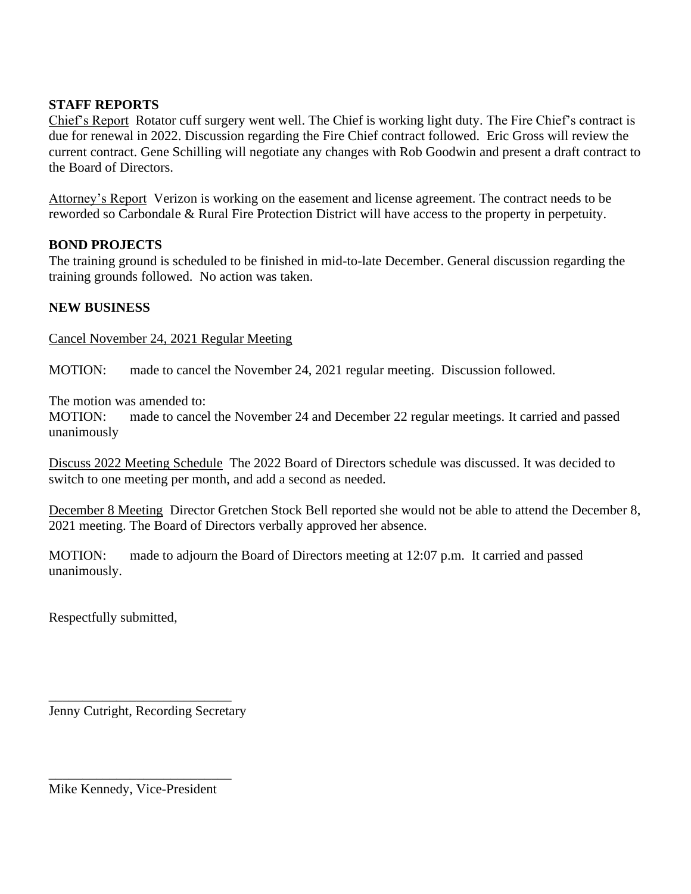**STAFF REPORTS**

Chief's Report  Rotator cuff surgery went well. The Chief is working light duty. The Fire Chief's contract is due for renewal in 2022. Discussion regarding the Fire Chief contract followed. Eric Gross will review the current contract. Gene Schilling will negotiate any changes with Rob Goodwin and present a draft contract to the Board of Directors.

Attorney's Report  Verizon is working on the easement and license agreement. The contract needs to be reworded so Carbondale & Rural Fire Protection District will have access to the property in perpetuity.

**BOND PROJECTS**

The training ground is scheduled to be finished in mid-to-late December. General discussion regarding the training grounds followed. No action was taken.

**NEW BUSINESS**

Cancel November 24, 2021 Regular Meeting

MOTION: made to cancel the November 24, 2021 regular meeting. Discussion followed.

The motion was amended to:
MOTION: made to cancel the November 24 and December 22 regular meetings. It carried and passed unanimously

Discuss 2022 Meeting Schedule  The 2022 Board of Directors schedule was discussed. It was decided to switch to one meeting per month, and add a second as needed.

December 8 Meeting  Director Gretchen Stock Bell reported she would not be able to attend the December 8, 2021 meeting. The Board of Directors verbally approved her absence.

MOTION: made to adjourn the Board of Directors meeting at 12:07 p.m. It carried and passed unanimously.

Respectfully submitted,

___________________________
Jenny Cutright, Recording Secretary

___________________________
Mike Kennedy, Vice-President